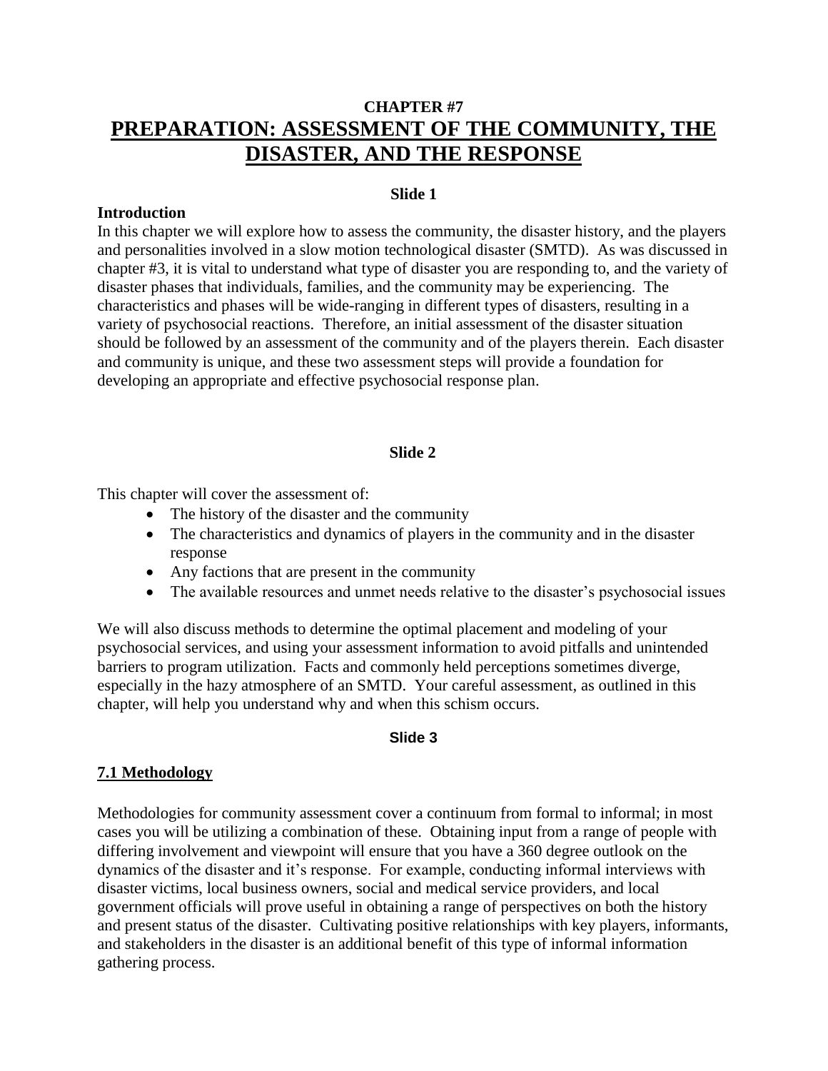**CHAPTER #7**

# PREPARATION: ASSESSMENT OF THE COMMUNITY, THE DISASTER, AND THE RESPONSE

**Slide 1**

**Introduction**

In this chapter we will explore how to assess the community, the disaster history, and the players and personalities involved in a slow motion technological disaster (SMTD). As was discussed in chapter #3, it is vital to understand what type of disaster you are responding to, and the variety of disaster phases that individuals, families, and the community may be experiencing. The characteristics and phases will be wide-ranging in different types of disasters, resulting in a variety of psychosocial reactions. Therefore, an initial assessment of the disaster situation should be followed by an assessment of the community and of the players therein. Each disaster and community is unique, and these two assessment steps will provide a foundation for developing an appropriate and effective psychosocial response plan.

**Slide 2**

This chapter will cover the assessment of:

- The history of the disaster and the community
- The characteristics and dynamics of players in the community and in the disaster response
- Any factions that are present in the community
- The available resources and unmet needs relative to the disaster's psychosocial issues

We will also discuss methods to determine the optimal placement and modeling of your psychosocial services, and using your assessment information to avoid pitfalls and unintended barriers to program utilization. Facts and commonly held perceptions sometimes diverge, especially in the hazy atmosphere of an SMTD. Your careful assessment, as outlined in this chapter, will help you understand why and when this schism occurs.

**Slide 3**

## 7.1 Methodology

Methodologies for community assessment cover a continuum from formal to informal; in most cases you will be utilizing a combination of these. Obtaining input from a range of people with differing involvement and viewpoint will ensure that you have a 360 degree outlook on the dynamics of the disaster and it's response. For example, conducting informal interviews with disaster victims, local business owners, social and medical service providers, and local government officials will prove useful in obtaining a range of perspectives on both the history and present status of the disaster. Cultivating positive relationships with key players, informants, and stakeholders in the disaster is an additional benefit of this type of informal information gathering process.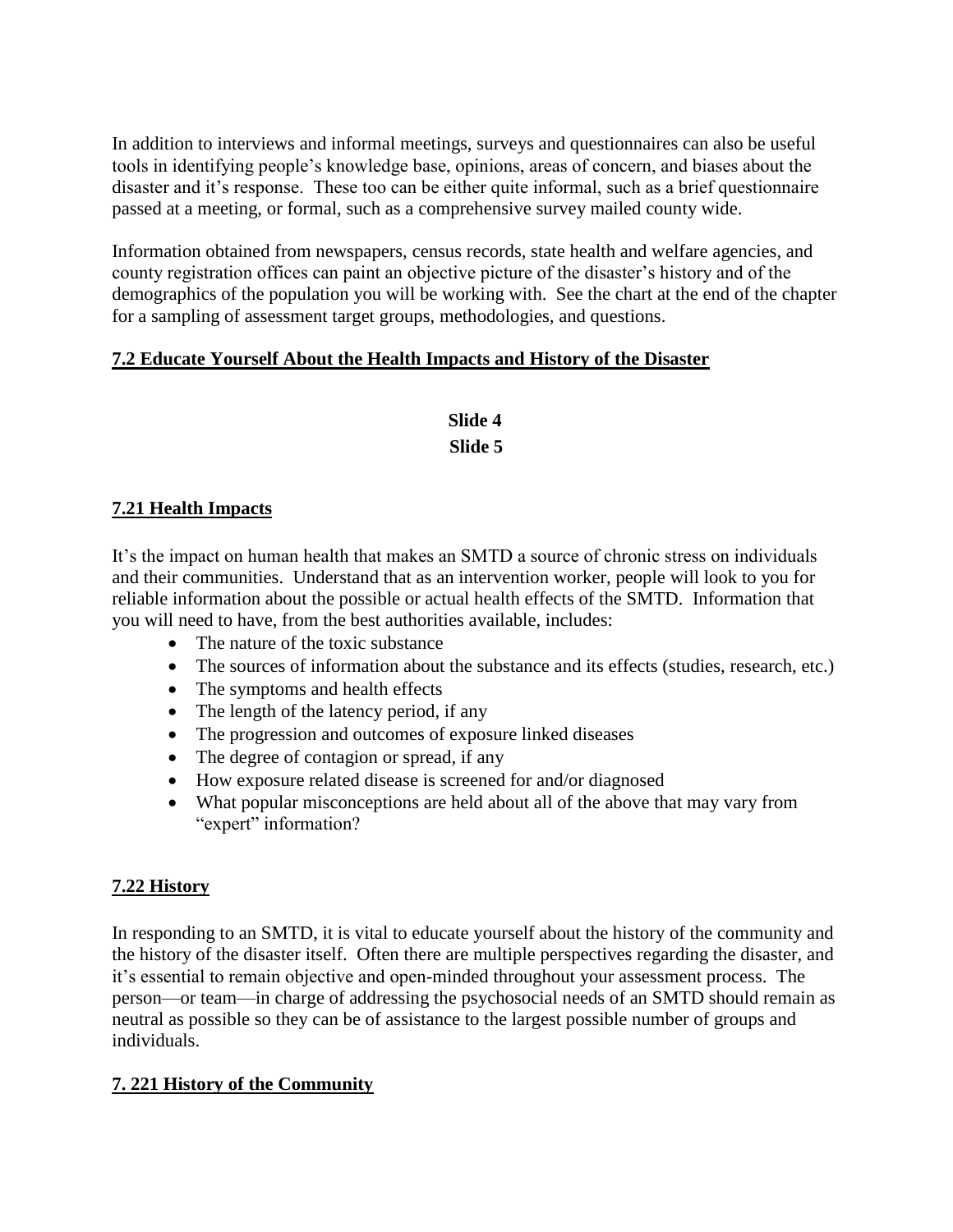In addition to interviews and informal meetings, surveys and questionnaires can also be useful tools in identifying people's knowledge base, opinions, areas of concern, and biases about the disaster and it's response. These too can be either quite informal, such as a brief questionnaire passed at a meeting, or formal, such as a comprehensive survey mailed county wide.

Information obtained from newspapers, census records, state health and welfare agencies, and county registration offices can paint an objective picture of the disaster's history and of the demographics of the population you will be working with. See the chart at the end of the chapter for a sampling of assessment target groups, methodologies, and questions.

## 7.2 Educate Yourself About the Health Impacts and History of the Disaster

**Slide 4**

**Slide 5**

### 7.21 Health Impacts

It's the impact on human health that makes an SMTD a source of chronic stress on individuals and their communities. Understand that as an intervention worker, people will look to you for reliable information about the possible or actual health effects of the SMTD. Information that you will need to have, from the best authorities available, includes:

- The nature of the toxic substance
- The sources of information about the substance and its effects (studies, research, etc.)
- The symptoms and health effects
- The length of the latency period, if any
- The progression and outcomes of exposure linked diseases
- The degree of contagion or spread, if any
- How exposure related disease is screened for and/or diagnosed
- What popular misconceptions are held about all of the above that may vary from "expert" information?

### 7.22 History

In responding to an SMTD, it is vital to educate yourself about the history of the community and the history of the disaster itself. Often there are multiple perspectives regarding the disaster, and it's essential to remain objective and open-minded throughout your assessment process. The person—or team—in charge of addressing the psychosocial needs of an SMTD should remain as neutral as possible so they can be of assistance to the largest possible number of groups and individuals.

#### 7. 221 History of the Community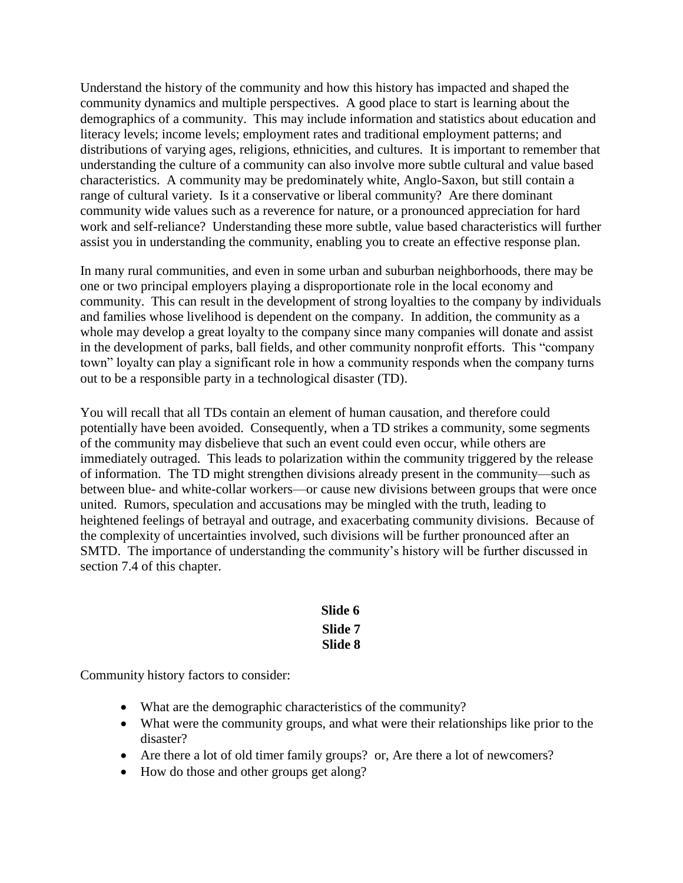Understand the history of the community and how this history has impacted and shaped the community dynamics and multiple perspectives. A good place to start is learning about the demographics of a community. This may include information and statistics about education and literacy levels; income levels; employment rates and traditional employment patterns; and distributions of varying ages, religions, ethnicities, and cultures. It is important to remember that understanding the culture of a community can also involve more subtle cultural and value based characteristics. A community may be predominately white, Anglo-Saxon, but still contain a range of cultural variety. Is it a conservative or liberal community? Are there dominant community wide values such as a reverence for nature, or a pronounced appreciation for hard work and self-reliance? Understanding these more subtle, value based characteristics will further assist you in understanding the community, enabling you to create an effective response plan.

In many rural communities, and even in some urban and suburban neighborhoods, there may be one or two principal employers playing a disproportionate role in the local economy and community. This can result in the development of strong loyalties to the company by individuals and families whose livelihood is dependent on the company. In addition, the community as a whole may develop a great loyalty to the company since many companies will donate and assist in the development of parks, ball fields, and other community nonprofit efforts. This "company town" loyalty can play a significant role in how a community responds when the company turns out to be a responsible party in a technological disaster (TD).

You will recall that all TDs contain an element of human causation, and therefore could potentially have been avoided. Consequently, when a TD strikes a community, some segments of the community may disbelieve that such an event could even occur, while others are immediately outraged. This leads to polarization within the community triggered by the release of information. The TD might strengthen divisions already present in the community—such as between blue- and white-collar workers—or cause new divisions between groups that were once united. Rumors, speculation and accusations may be mingled with the truth, leading to heightened feelings of betrayal and outrage, and exacerbating community divisions. Because of the complexity of uncertainties involved, such divisions will be further pronounced after an SMTD. The importance of understanding the community's history will be further discussed in section 7.4 of this chapter.

**Slide 6**
**Slide 7**
**Slide 8**

Community history factors to consider:

- What are the demographic characteristics of the community?
- What were the community groups, and what were their relationships like prior to the disaster?
- Are there a lot of old timer family groups? or, Are there a lot of newcomers?
- How do those and other groups get along?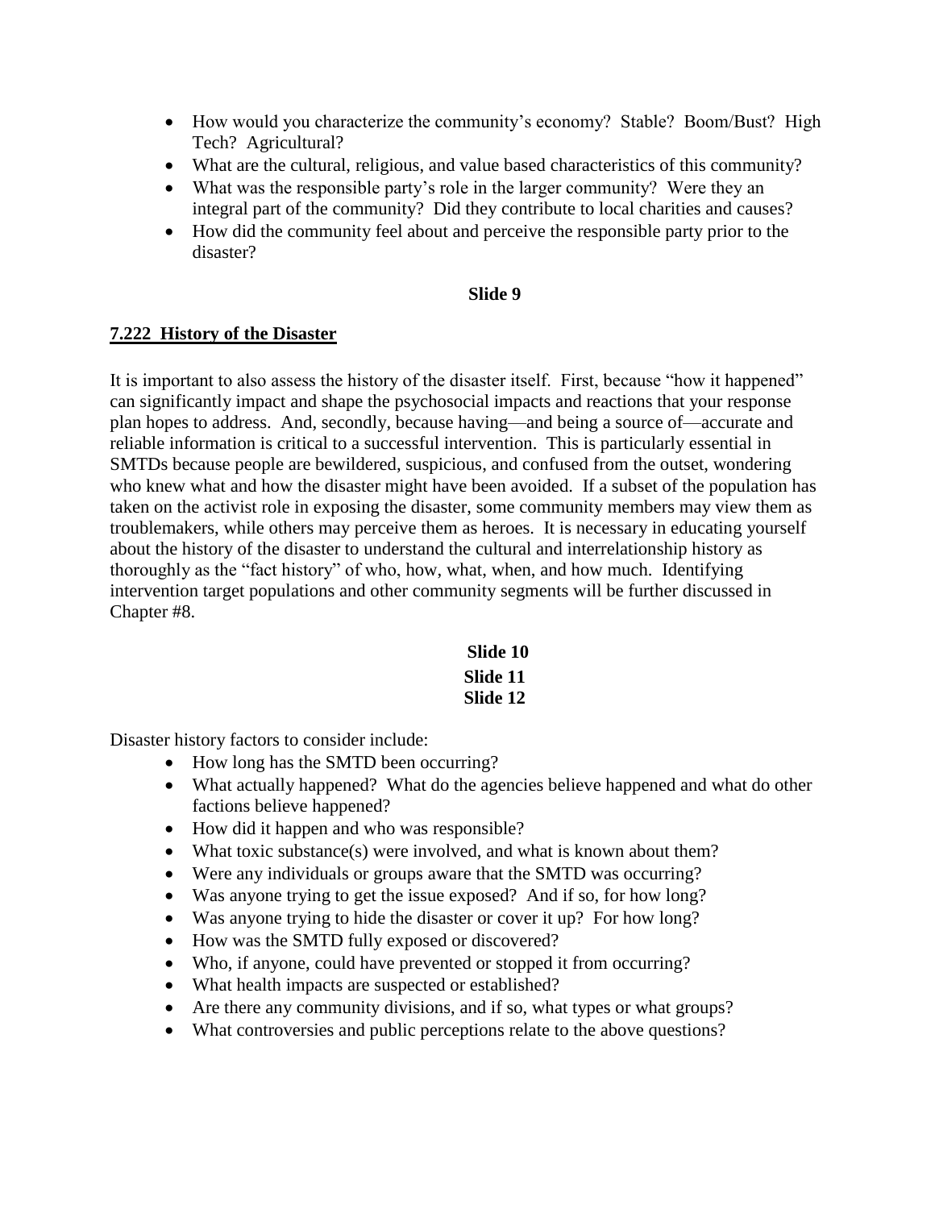- How would you characterize the community's economy? Stable? Boom/Bust? High Tech? Agricultural?
- What are the cultural, religious, and value based characteristics of this community?
- What was the responsible party's role in the larger community? Were they an integral part of the community? Did they contribute to local charities and causes?
- How did the community feel about and perceive the responsible party prior to the disaster?

**Slide 9**

## 7.222 History of the Disaster

It is important to also assess the history of the disaster itself. First, because "how it happened" can significantly impact and shape the psychosocial impacts and reactions that your response plan hopes to address. And, secondly, because having—and being a source of—accurate and reliable information is critical to a successful intervention. This is particularly essential in SMTDs because people are bewildered, suspicious, and confused from the outset, wondering who knew what and how the disaster might have been avoided. If a subset of the population has taken on the activist role in exposing the disaster, some community members may view them as troublemakers, while others may perceive them as heroes. It is necessary in educating yourself about the history of the disaster to understand the cultural and interrelationship history as thoroughly as the "fact history" of who, how, what, when, and how much. Identifying intervention target populations and other community segments will be further discussed in Chapter #8.

**Slide 10**
**Slide 11**
**Slide 12**

Disaster history factors to consider include:

- How long has the SMTD been occurring?
- What actually happened? What do the agencies believe happened and what do other factions believe happened?
- How did it happen and who was responsible?
- What toxic substance(s) were involved, and what is known about them?
- Were any individuals or groups aware that the SMTD was occurring?
- Was anyone trying to get the issue exposed? And if so, for how long?
- Was anyone trying to hide the disaster or cover it up? For how long?
- How was the SMTD fully exposed or discovered?
- Who, if anyone, could have prevented or stopped it from occurring?
- What health impacts are suspected or established?
- Are there any community divisions, and if so, what types or what groups?
- What controversies and public perceptions relate to the above questions?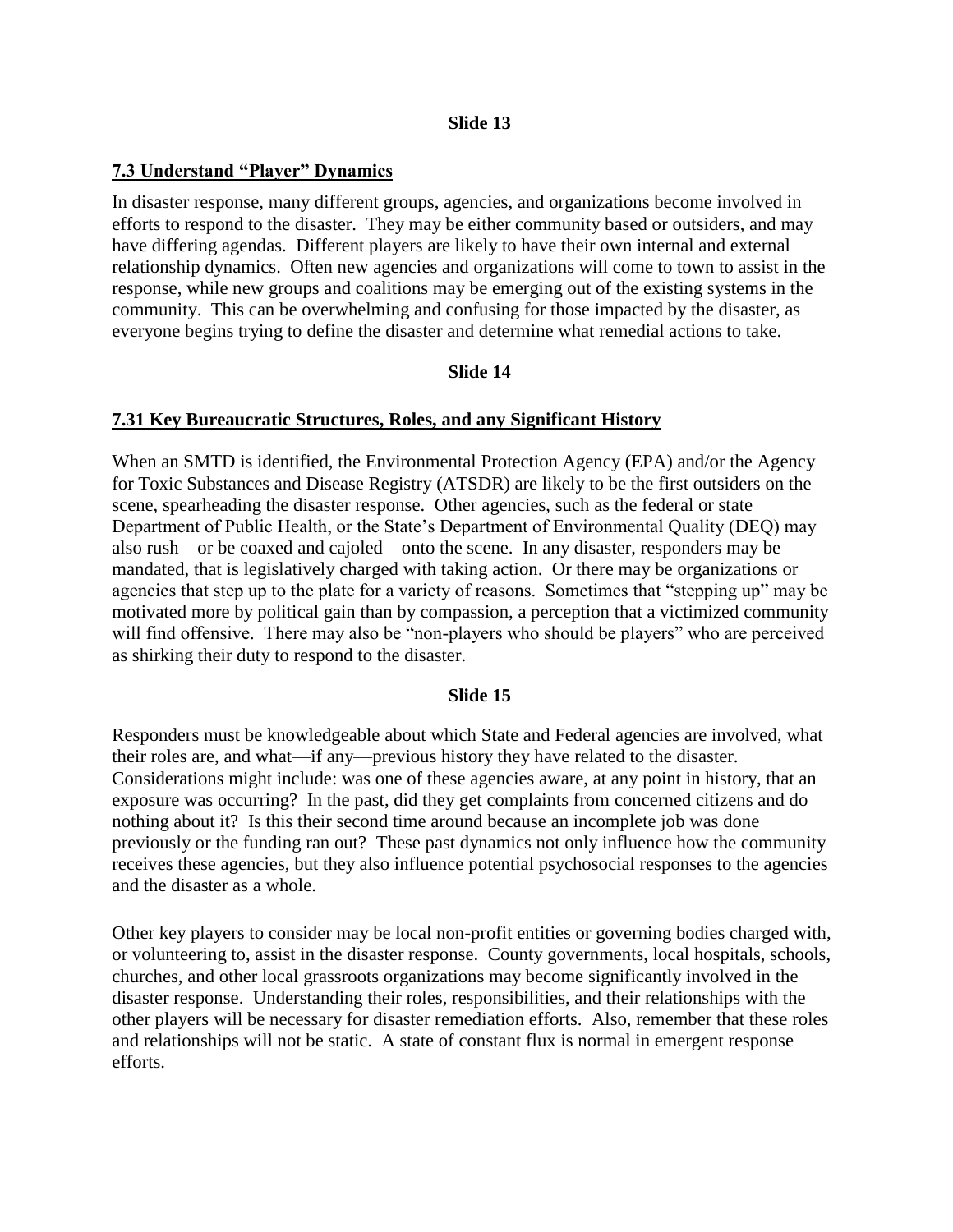**Slide 13**

## 7.3 Understand "Player" Dynamics

In disaster response, many different groups, agencies, and organizations become involved in efforts to respond to the disaster. They may be either community based or outsiders, and may have differing agendas. Different players are likely to have their own internal and external relationship dynamics. Often new agencies and organizations will come to town to assist in the response, while new groups and coalitions may be emerging out of the existing systems in the community. This can be overwhelming and confusing for those impacted by the disaster, as everyone begins trying to define the disaster and determine what remedial actions to take.

**Slide 14**

### 7.31 Key Bureaucratic Structures, Roles, and any Significant History

When an SMTD is identified, the Environmental Protection Agency (EPA) and/or the Agency for Toxic Substances and Disease Registry (ATSDR) are likely to be the first outsiders on the scene, spearheading the disaster response. Other agencies, such as the federal or state Department of Public Health, or the State's Department of Environmental Quality (DEQ) may also rush—or be coaxed and cajoled—onto the scene. In any disaster, responders may be mandated, that is legislatively charged with taking action. Or there may be organizations or agencies that step up to the plate for a variety of reasons. Sometimes that "stepping up" may be motivated more by political gain than by compassion, a perception that a victimized community will find offensive. There may also be "non-players who should be players" who are perceived as shirking their duty to respond to the disaster.

**Slide 15**

Responders must be knowledgeable about which State and Federal agencies are involved, what their roles are, and what—if any—previous history they have related to the disaster. Considerations might include: was one of these agencies aware, at any point in history, that an exposure was occurring? In the past, did they get complaints from concerned citizens and do nothing about it? Is this their second time around because an incomplete job was done previously or the funding ran out? These past dynamics not only influence how the community receives these agencies, but they also influence potential psychosocial responses to the agencies and the disaster as a whole.

Other key players to consider may be local non-profit entities or governing bodies charged with, or volunteering to, assist in the disaster response. County governments, local hospitals, schools, churches, and other local grassroots organizations may become significantly involved in the disaster response. Understanding their roles, responsibilities, and their relationships with the other players will be necessary for disaster remediation efforts. Also, remember that these roles and relationships will not be static. A state of constant flux is normal in emergent response efforts.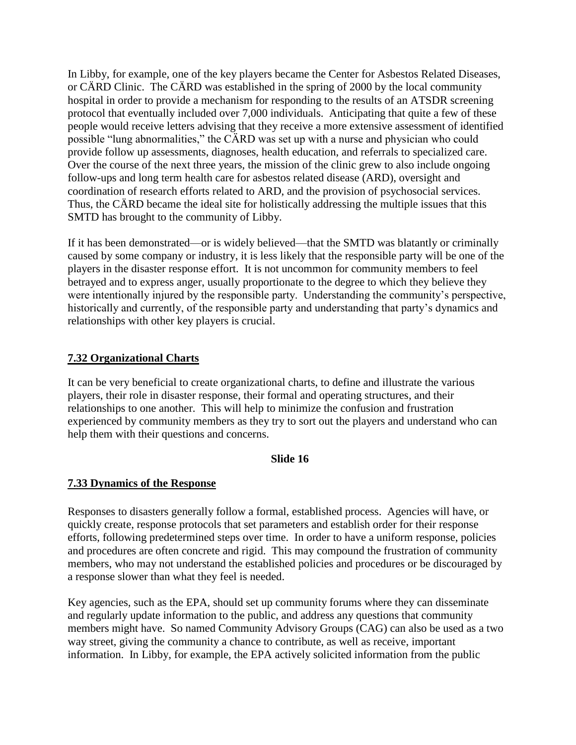In Libby, for example, one of the key players became the Center for Asbestos Related Diseases, or CÄRD Clinic. The CÄRD was established in the spring of 2000 by the local community hospital in order to provide a mechanism for responding to the results of an ATSDR screening protocol that eventually included over 7,000 individuals. Anticipating that quite a few of these people would receive letters advising that they receive a more extensive assessment of identified possible "lung abnormalities," the CÄRD was set up with a nurse and physician who could provide follow up assessments, diagnoses, health education, and referrals to specialized care. Over the course of the next three years, the mission of the clinic grew to also include ongoing follow-ups and long term health care for asbestos related disease (ARD), oversight and coordination of research efforts related to ARD, and the provision of psychosocial services. Thus, the CÄRD became the ideal site for holistically addressing the multiple issues that this SMTD has brought to the community of Libby.

If it has been demonstrated—or is widely believed—that the SMTD was blatantly or criminally caused by some company or industry, it is less likely that the responsible party will be one of the players in the disaster response effort. It is not uncommon for community members to feel betrayed and to express anger, usually proportionate to the degree to which they believe they were intentionally injured by the responsible party. Understanding the community's perspective, historically and currently, of the responsible party and understanding that party's dynamics and relationships with other key players is crucial.

## 7.32 Organizational Charts

It can be very beneficial to create organizational charts, to define and illustrate the various players, their role in disaster response, their formal and operating structures, and their relationships to one another. This will help to minimize the confusion and frustration experienced by community members as they try to sort out the players and understand who can help them with their questions and concerns.

**Slide 16**

## 7.33 Dynamics of the Response

Responses to disasters generally follow a formal, established process. Agencies will have, or quickly create, response protocols that set parameters and establish order for their response efforts, following predetermined steps over time. In order to have a uniform response, policies and procedures are often concrete and rigid. This may compound the frustration of community members, who may not understand the established policies and procedures or be discouraged by a response slower than what they feel is needed.

Key agencies, such as the EPA, should set up community forums where they can disseminate and regularly update information to the public, and address any questions that community members might have. So named Community Advisory Groups (CAG) can also be used as a two way street, giving the community a chance to contribute, as well as receive, important information. In Libby, for example, the EPA actively solicited information from the public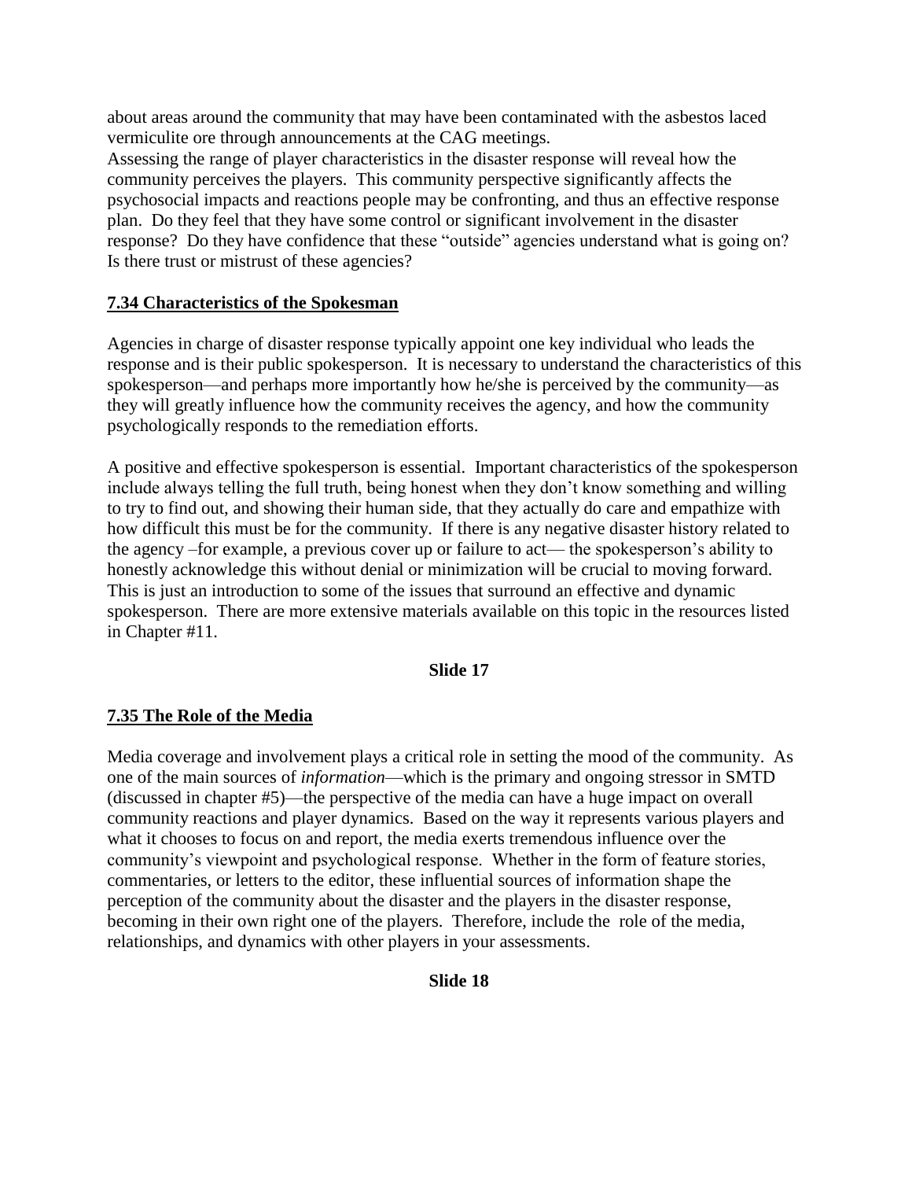about areas around the community that may have been contaminated with the asbestos laced vermiculite ore through announcements at the CAG meetings.
Assessing the range of player characteristics in the disaster response will reveal how the community perceives the players. This community perspective significantly affects the psychosocial impacts and reactions people may be confronting, and thus an effective response plan. Do they feel that they have some control or significant involvement in the disaster response? Do they have confidence that these "outside" agencies understand what is going on? Is there trust or mistrust of these agencies?

**7.34 Characteristics of the Spokesman**

Agencies in charge of disaster response typically appoint one key individual who leads the response and is their public spokesperson. It is necessary to understand the characteristics of this spokesperson—and perhaps more importantly how he/she is perceived by the community—as they will greatly influence how the community receives the agency, and how the community psychologically responds to the remediation efforts.

A positive and effective spokesperson is essential. Important characteristics of the spokesperson include always telling the full truth, being honest when they don't know something and willing to try to find out, and showing their human side, that they actually do care and empathize with how difficult this must be for the community. If there is any negative disaster history related to the agency –for example, a previous cover up or failure to act— the spokesperson's ability to honestly acknowledge this without denial or minimization will be crucial to moving forward. This is just an introduction to some of the issues that surround an effective and dynamic spokesperson. There are more extensive materials available on this topic in the resources listed in Chapter #11.

**Slide 17**

**7.35 The Role of the Media**

Media coverage and involvement plays a critical role in setting the mood of the community. As one of the main sources of *information*—which is the primary and ongoing stressor in SMTD (discussed in chapter #5)—the perspective of the media can have a huge impact on overall community reactions and player dynamics. Based on the way it represents various players and what it chooses to focus on and report, the media exerts tremendous influence over the community's viewpoint and psychological response. Whether in the form of feature stories, commentaries, or letters to the editor, these influential sources of information shape the perception of the community about the disaster and the players in the disaster response, becoming in their own right one of the players. Therefore, include the role of the media, relationships, and dynamics with other players in your assessments.

**Slide 18**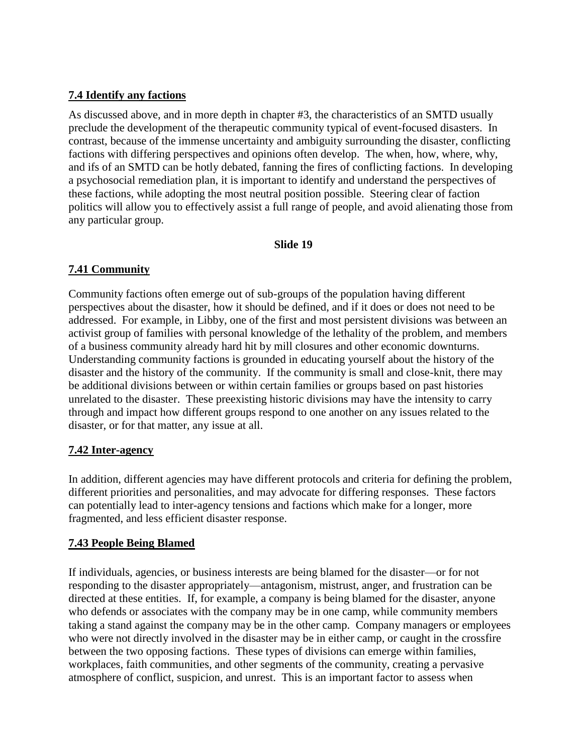### 7.4 Identify any factions

As discussed above, and in more depth in chapter #3, the characteristics of an SMTD usually preclude the development of the therapeutic community typical of event-focused disasters. In contrast, because of the immense uncertainty and ambiguity surrounding the disaster, conflicting factions with differing perspectives and opinions often develop. The when, how, where, why, and ifs of an SMTD can be hotly debated, fanning the fires of conflicting factions. In developing a psychosocial remediation plan, it is important to identify and understand the perspectives of these factions, while adopting the most neutral position possible. Steering clear of faction politics will allow you to effectively assist a full range of people, and avoid alienating those from any particular group.

**Slide 19**

### 7.41 Community

Community factions often emerge out of sub-groups of the population having different perspectives about the disaster, how it should be defined, and if it does or does not need to be addressed. For example, in Libby, one of the first and most persistent divisions was between an activist group of families with personal knowledge of the lethality of the problem, and members of a business community already hard hit by mill closures and other economic downturns. Understanding community factions is grounded in educating yourself about the history of the disaster and the history of the community. If the community is small and close-knit, there may be additional divisions between or within certain families or groups based on past histories unrelated to the disaster. These preexisting historic divisions may have the intensity to carry through and impact how different groups respond to one another on any issues related to the disaster, or for that matter, any issue at all.

### 7.42 Inter-agency

In addition, different agencies may have different protocols and criteria for defining the problem, different priorities and personalities, and may advocate for differing responses. These factors can potentially lead to inter-agency tensions and factions which make for a longer, more fragmented, and less efficient disaster response.

### 7.43 People Being Blamed

If individuals, agencies, or business interests are being blamed for the disaster—or for not responding to the disaster appropriately—antagonism, mistrust, anger, and frustration can be directed at these entities. If, for example, a company is being blamed for the disaster, anyone who defends or associates with the company may be in one camp, while community members taking a stand against the company may be in the other camp. Company managers or employees who were not directly involved in the disaster may be in either camp, or caught in the crossfire between the two opposing factions. These types of divisions can emerge within families, workplaces, faith communities, and other segments of the community, creating a pervasive atmosphere of conflict, suspicion, and unrest. This is an important factor to assess when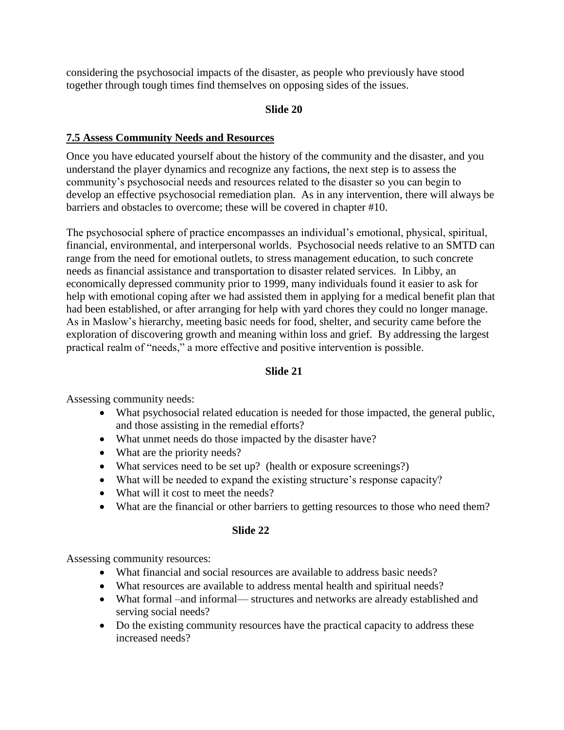considering the psychosocial impacts of the disaster, as people who previously have stood together through tough times find themselves on opposing sides of the issues.

**Slide 20**

**7.5 Assess Community Needs and Resources**

Once you have educated yourself about the history of the community and the disaster, and you understand the player dynamics and recognize any factions, the next step is to assess the community's psychosocial needs and resources related to the disaster so you can begin to develop an effective psychosocial remediation plan. As in any intervention, there will always be barriers and obstacles to overcome; these will be covered in chapter #10.

The psychosocial sphere of practice encompasses an individual's emotional, physical, spiritual, financial, environmental, and interpersonal worlds. Psychosocial needs relative to an SMTD can range from the need for emotional outlets, to stress management education, to such concrete needs as financial assistance and transportation to disaster related services. In Libby, an economically depressed community prior to 1999, many individuals found it easier to ask for help with emotional coping after we had assisted them in applying for a medical benefit plan that had been established, or after arranging for help with yard chores they could no longer manage. As in Maslow's hierarchy, meeting basic needs for food, shelter, and security came before the exploration of discovering growth and meaning within loss and grief. By addressing the largest practical realm of "needs," a more effective and positive intervention is possible.

**Slide 21**

Assessing community needs:

- What psychosocial related education is needed for those impacted, the general public, and those assisting in the remedial efforts?
- What unmet needs do those impacted by the disaster have?
- What are the priority needs?
- What services need to be set up? (health or exposure screenings?)
- What will be needed to expand the existing structure's response capacity?
- What will it cost to meet the needs?
- What are the financial or other barriers to getting resources to those who need them?

**Slide 22**

Assessing community resources:

- What financial and social resources are available to address basic needs?
- What resources are available to address mental health and spiritual needs?
- What formal –and informal— structures and networks are already established and serving social needs?
- Do the existing community resources have the practical capacity to address these increased needs?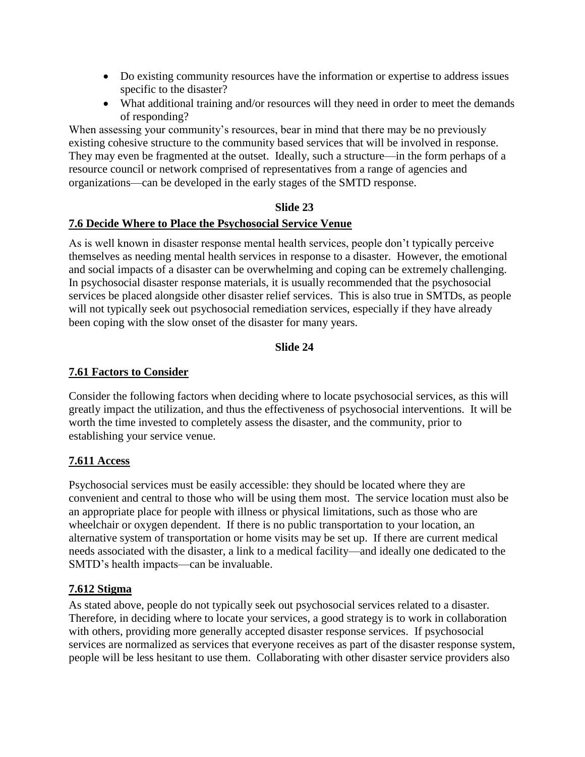- Do existing community resources have the information or expertise to address issues specific to the disaster?
- What additional training and/or resources will they need in order to meet the demands of responding?

When assessing your community's resources, bear in mind that there may be no previously existing cohesive structure to the community based services that will be involved in response. They may even be fragmented at the outset. Ideally, such a structure—in the form perhaps of a resource council or network comprised of representatives from a range of agencies and organizations—can be developed in the early stages of the SMTD response.

**Slide 23**

## 7.6 Decide Where to Place the Psychosocial Service Venue

As is well known in disaster response mental health services, people don't typically perceive themselves as needing mental health services in response to a disaster. However, the emotional and social impacts of a disaster can be overwhelming and coping can be extremely challenging. In psychosocial disaster response materials, it is usually recommended that the psychosocial services be placed alongside other disaster relief services. This is also true in SMTDs, as people will not typically seek out psychosocial remediation services, especially if they have already been coping with the slow onset of the disaster for many years.

**Slide 24**

### 7.61 Factors to Consider

Consider the following factors when deciding where to locate psychosocial services, as this will greatly impact the utilization, and thus the effectiveness of psychosocial interventions. It will be worth the time invested to completely assess the disaster, and the community, prior to establishing your service venue.

#### 7.611 Access

Psychosocial services must be easily accessible: they should be located where they are convenient and central to those who will be using them most. The service location must also be an appropriate place for people with illness or physical limitations, such as those who are wheelchair or oxygen dependent. If there is no public transportation to your location, an alternative system of transportation or home visits may be set up. If there are current medical needs associated with the disaster, a link to a medical facility—and ideally one dedicated to the SMTD's health impacts—can be invaluable.

#### 7.612 Stigma

As stated above, people do not typically seek out psychosocial services related to a disaster. Therefore, in deciding where to locate your services, a good strategy is to work in collaboration with others, providing more generally accepted disaster response services. If psychosocial services are normalized as services that everyone receives as part of the disaster response system, people will be less hesitant to use them. Collaborating with other disaster service providers also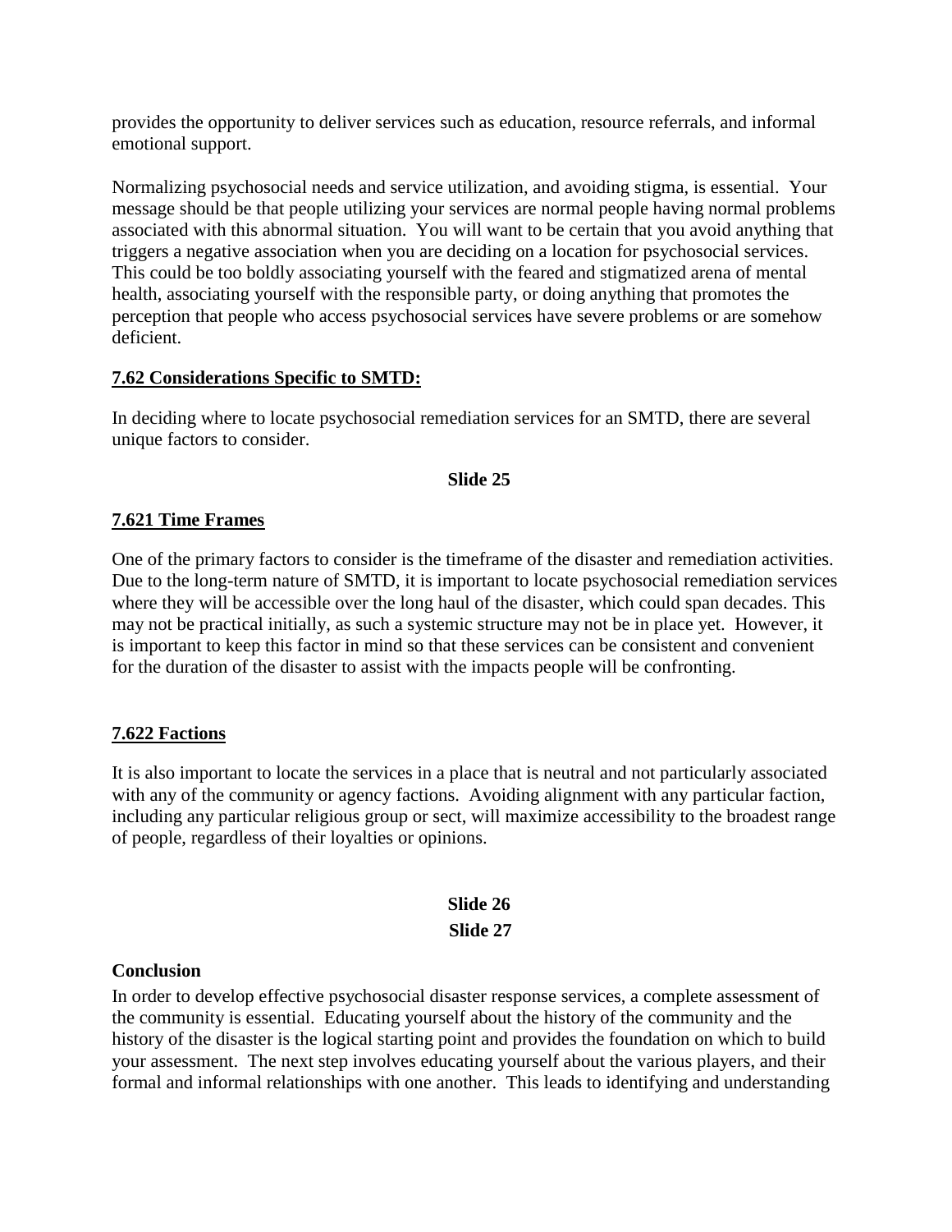provides the opportunity to deliver services such as education, resource referrals, and informal emotional support.

Normalizing psychosocial needs and service utilization, and avoiding stigma, is essential. Your message should be that people utilizing your services are normal people having normal problems associated with this abnormal situation. You will want to be certain that you avoid anything that triggers a negative association when you are deciding on a location for psychosocial services. This could be too boldly associating yourself with the feared and stigmatized arena of mental health, associating yourself with the responsible party, or doing anything that promotes the perception that people who access psychosocial services have severe problems or are somehow deficient.

**7.62 Considerations Specific to SMTD:**

In deciding where to locate psychosocial remediation services for an SMTD, there are several unique factors to consider.

**Slide 25**

**7.621 Time Frames**

One of the primary factors to consider is the timeframe of the disaster and remediation activities. Due to the long-term nature of SMTD, it is important to locate psychosocial remediation services where they will be accessible over the long haul of the disaster, which could span decades. This may not be practical initially, as such a systemic structure may not be in place yet. However, it is important to keep this factor in mind so that these services can be consistent and convenient for the duration of the disaster to assist with the impacts people will be confronting.

**7.622 Factions**

It is also important to locate the services in a place that is neutral and not particularly associated with any of the community or agency factions. Avoiding alignment with any particular faction, including any particular religious group or sect, will maximize accessibility to the broadest range of people, regardless of their loyalties or opinions.

**Slide 26**

**Slide 27**

**Conclusion**

In order to develop effective psychosocial disaster response services, a complete assessment of the community is essential. Educating yourself about the history of the community and the history of the disaster is the logical starting point and provides the foundation on which to build your assessment. The next step involves educating yourself about the various players, and their formal and informal relationships with one another. This leads to identifying and understanding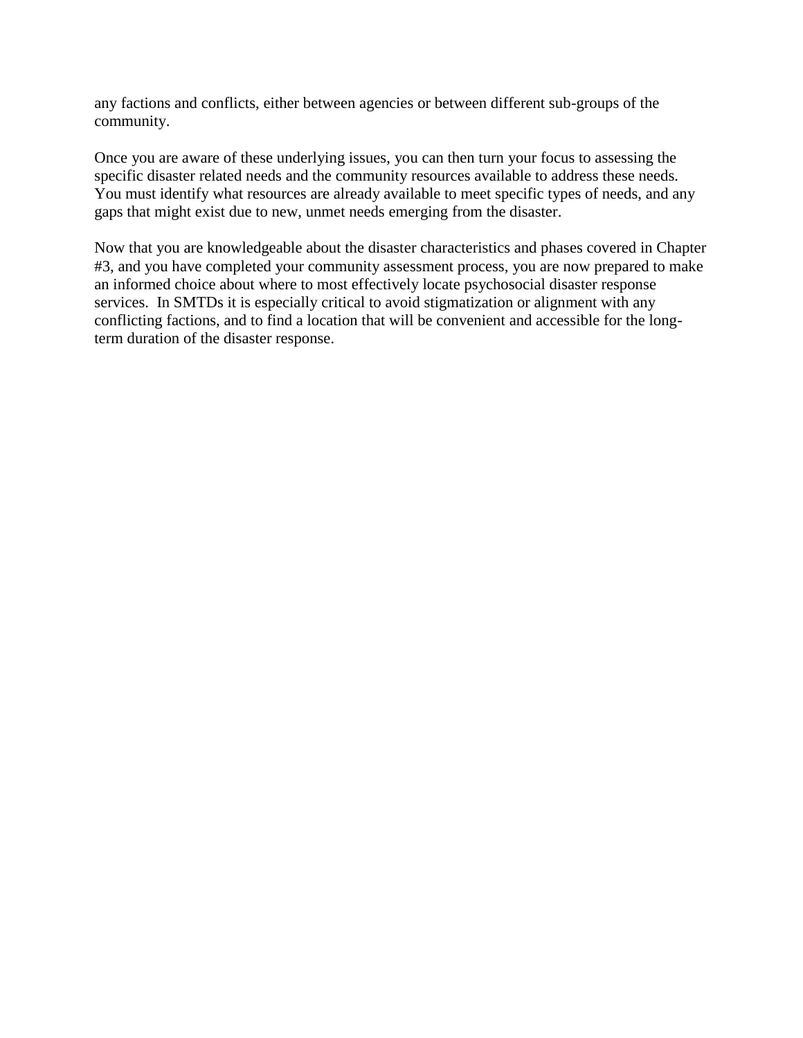any factions and conflicts, either between agencies or between different sub-groups of the community.

Once you are aware of these underlying issues, you can then turn your focus to assessing the specific disaster related needs and the community resources available to address these needs. You must identify what resources are already available to meet specific types of needs, and any gaps that might exist due to new, unmet needs emerging from the disaster.

Now that you are knowledgeable about the disaster characteristics and phases covered in Chapter #3, and you have completed your community assessment process, you are now prepared to make an informed choice about where to most effectively locate psychosocial disaster response services. In SMTDs it is especially critical to avoid stigmatization or alignment with any conflicting factions, and to find a location that will be convenient and accessible for the long-term duration of the disaster response.